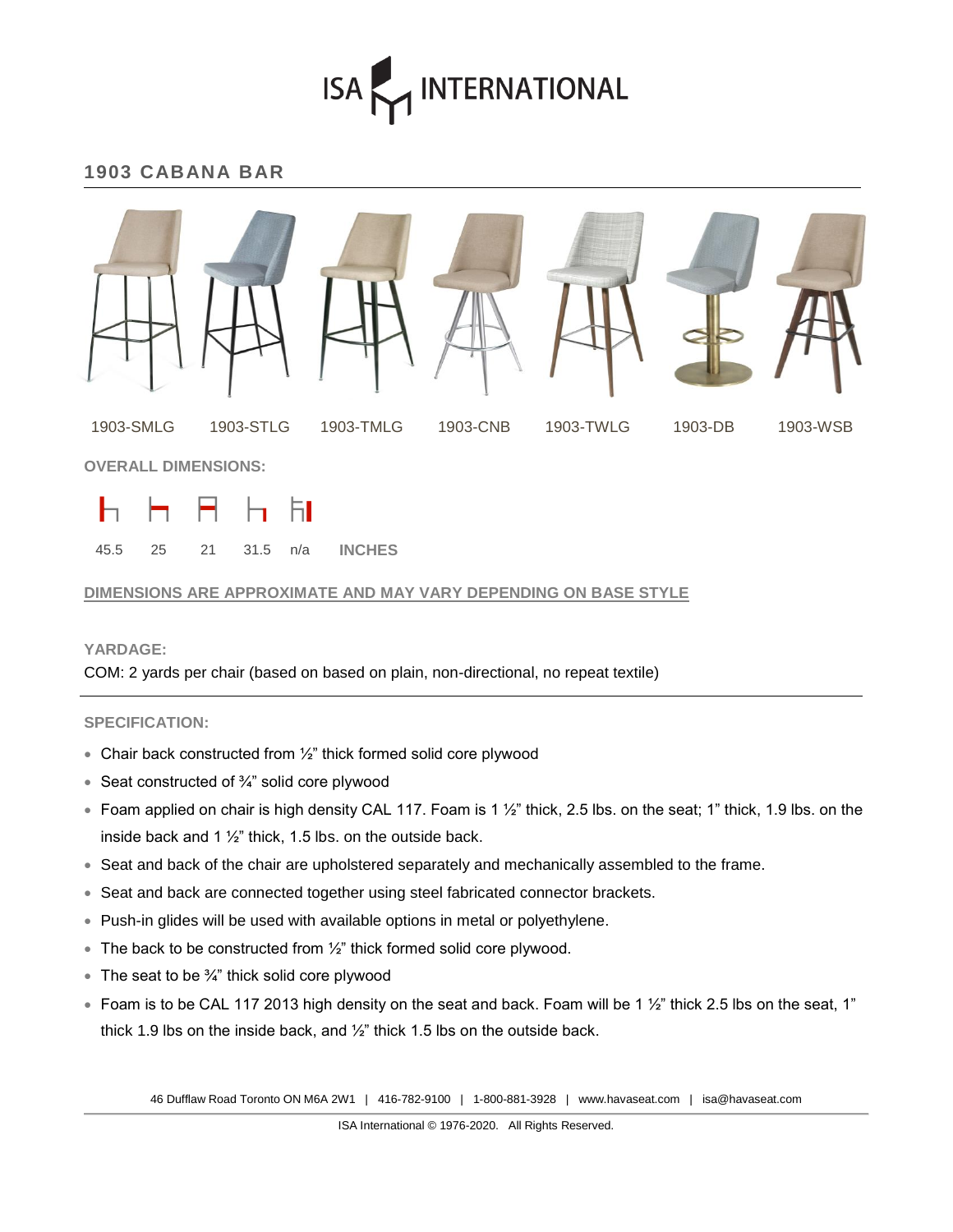# ISA INTERNATIONAL

## 1903 CABANA BAR

| 1903-SMLG | 1903-STLG | 1903-TMLG | 1903-CNB | 1903-TWLG | 1903-DB | 1903-WSB |
|---|---|---|---|---|---|---|

**OVERALL DIMENSIONS:**

| | | | | | |
|---|---|---|---|---|---|
| 45.5 | 25 | 21 | 31.5 | n/a | **INCHES** |

**DIMENSIONS ARE APPROXIMATE AND MAY VARY DEPENDING ON BASE STYLE**

**YARDAGE:**

COM: 2 yards per chair (based on based on plain, non-directional, no repeat textile)

**SPECIFICATION:**

- Chair back constructed from ½" thick formed solid core plywood
- Seat constructed of ¾" solid core plywood
- Foam applied on chair is high density CAL 117. Foam is 1 ½" thick, 2.5 lbs. on the seat; 1" thick, 1.9 lbs. on the inside back and 1 ½" thick, 1.5 lbs. on the outside back.
- Seat and back of the chair are upholstered separately and mechanically assembled to the frame.
- Seat and back are connected together using steel fabricated connector brackets.
- Push-in glides will be used with available options in metal or polyethylene.
- The back to be constructed from ½" thick formed solid core plywood.
- The seat to be ¾" thick solid core plywood
- Foam is to be CAL 117 2013 high density on the seat and back. Foam will be 1 ½" thick 2.5 lbs on the seat, 1" thick 1.9 lbs on the inside back, and ½" thick 1.5 lbs on the outside back.

46 Dufflaw Road Toronto ON M6A 2W1 | 416-782-9100 | 1-800-881-3928 | www.havaseat.com | isa@havaseat.com

ISA International © 1976-2020. All Rights Reserved.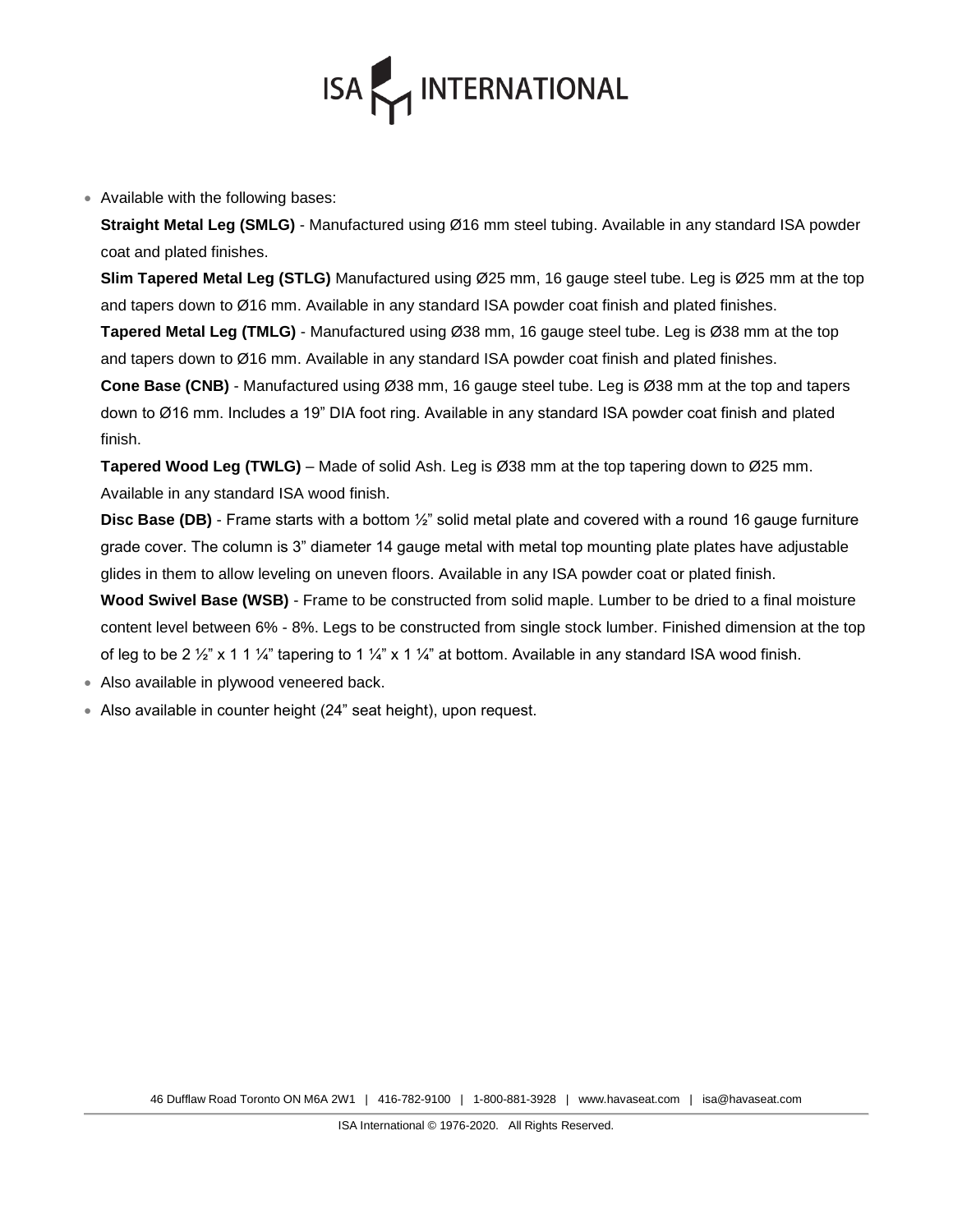- Available with the following bases:

  **Straight Metal Leg (SMLG)** - Manufactured using Ø16 mm steel tubing. Available in any standard ISA powder coat and plated finishes.

  **Slim Tapered Metal Leg (STLG)** Manufactured using Ø25 mm, 16 gauge steel tube. Leg is Ø25 mm at the top and tapers down to Ø16 mm. Available in any standard ISA powder coat finish and plated finishes.

  **Tapered Metal Leg (TMLG)** - Manufactured using Ø38 mm, 16 gauge steel tube. Leg is Ø38 mm at the top and tapers down to Ø16 mm. Available in any standard ISA powder coat finish and plated finishes.

  **Cone Base (CNB)** - Manufactured using Ø38 mm, 16 gauge steel tube. Leg is Ø38 mm at the top and tapers down to Ø16 mm. Includes a 19" DIA foot ring. Available in any standard ISA powder coat finish and plated finish.

  **Tapered Wood Leg (TWLG)** – Made of solid Ash. Leg is Ø38 mm at the top tapering down to Ø25 mm. Available in any standard ISA wood finish.

  **Disc Base (DB)** - Frame starts with a bottom ½" solid metal plate and covered with a round 16 gauge furniture grade cover. The column is 3" diameter 14 gauge metal with metal top mounting plate plates have adjustable glides in them to allow leveling on uneven floors. Available in any ISA powder coat or plated finish.

  **Wood Swivel Base (WSB)** - Frame to be constructed from solid maple. Lumber to be dried to a final moisture content level between 6% - 8%. Legs to be constructed from single stock lumber. Finished dimension at the top of leg to be 2 ½" x 1 1 ¼" tapering to 1 ¼" x 1 ¼" at bottom. Available in any standard ISA wood finish.
- Also available in plywood veneered back.
- Also available in counter height (24" seat height), upon request.